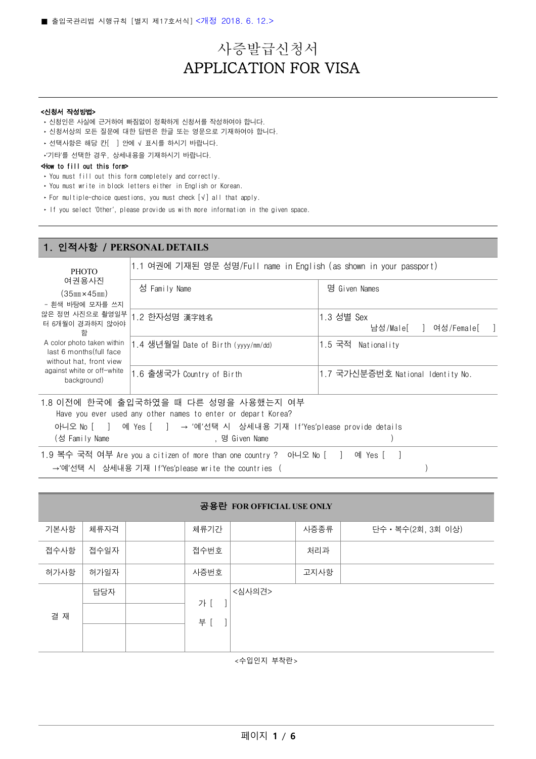■ 출입국관리법 시행규칙 [별지 제17호서식] <개정 2018. 6. 12.>

# 사증발급신청서
# APPLICATION FOR VISA

**<신청서 작성방법>**

- 신청인은 사실에 근거하여 빠짐없이 정확하게 신청서를 작성하여야 합니다.
- 신청서상의 모든 질문에 대한 답변은 한글 또는 영문으로 기재하여야 합니다.
- 선택사항은 해당 칸[ ] 안에 √ 표시를 하시기 바랍니다.
- '기타'를 선택한 경우, 상세내용을 기재하시기 바랍니다.

**<How to fill out this form>**

- You must fill out this form completely and correctly.
- You must write in block letters either in English or Korean.
- For multiple-choice questions, you must check [√] all that apply.
- If you select 'Other', please provide us with more information in the given space.

## 1. 인적사항 / PERSONAL DETAILS

| PHOTO 여권용사진 (35㎜×45㎜) - 흰색 바탕에 모자를 쓰지 않은 정면 사진으로 촬영일부터 6개월이 경과하지 않아야 함 A color photo taken within last 6 months(full face without hat, front view against white or off-white background) | 1.1 여권에 기재된 영문 성명/Full name in English (as shown in your passport) | |
|---|---|---|
| | 성 Family Name | 명 Given Names |
| | 1.2 한자성명 漢字姓名 | 1.3 성별 Sex 남성/Male[ ] 여성/Female[ ] |
| | 1.4 생년월일 Date of Birth (yyyy/mm/dd) | 1.5 국적 Nationality |
| | 1.6 출생국가 Country of Birth | 1.7 국가신분증번호 National Identity No. |

1.8 이전에 한국에 출입국하였을 때 다른 성명을 사용했는지 여부
Have you ever used any other names to enter or depart Korea?
아니오 No [ ] 예 Yes [ ] → '예'선택 시 상세내용 기재 If'Yes'please provide details
(성 Family Name , 명 Given Name )

1.9 복수 국적 여부 Are you a citizen of more than one country ? 아니오 No [ ] 예 Yes [ ]
→'예'선택 시 상세내용 기재 If'Yes'please write the countries ( )

**공용란 FOR OFFICIAL USE ONLY**

| 기본사항 | 체류자격 | | 체류기간 | | 사증종류 | 단수 • 복수(2회, 3회 이상) |
|---|---|---|---|---|---|---|
| 접수사항 | 접수일자 | | 접수번호 | | 처리과 | |
| 허가사항 | 허가일자 | | 사증번호 | | 고지사항 | |
| 결 재 | 담당자 | | 가 [ ] 부 [ ] | <심사의견> | | |
| | | | | | | |
| | | | | | | |

<수입인지 부착란>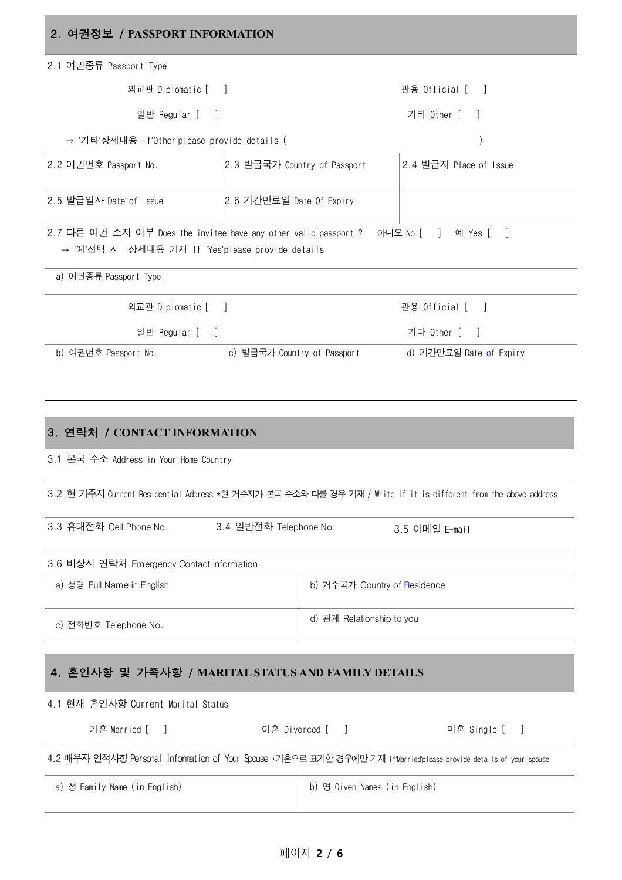## 2. 여권정보 / PASSPORT INFORMATION

2.1 여권종류 Passport Type

| | |
|---|---|
| 외교관 Diplomatic [ ] | 관용 Official [ ] |
| 일반 Regular [ ] | 기타 Other [ ] |

→ '기타'상세내용 If'Other'please provide details ( )

| 2.2 여권번호 Passport No. | 2.3 발급국가 Country of Passport | 2.4 발급지 Place of Issue |
|---|---|---|
| 2.5 발급일자 Date of Issue | 2.6 기간만료일 Date Of Expiry | |

2.7 다른 여권 소지 여부 Does the invitee have any other valid passport ? 아니오 No [ ] 예 Yes [ ]
→ '예'선택 시 상세내용 기재 If 'Yes'please provide details

a) 여권종류 Passport Type

| | |
|---|---|
| 외교관 Diplomatic [ ] | 관용 Official [ ] |
| 일반 Regular [ ] | 기타 Other [ ] |

| b) 여권번호 Passport No. | c) 발급국가 Country of Passport | d) 기간만료일 Date of Expiry |
|---|---|---|
| | | |

## 3. 연락처 / CONTACT INFORMATION

3.1 본국 주소 Address in Your Home Country

3.2 현 거주지 Current Residential Address *현 거주지가 본국 주소와 다를 경우 기재 / Write if it is different from the above address

| 3.3 휴대전화 Cell Phone No. | 3.4 일반전화 Telephone No. | 3.5 이메일 E-mail |
|---|---|---|

3.6 비상시 연락처 Emergency Contact Information

| a) 성명 Full Name in English | b) 거주국가 Country of Residence |
|---|---|
| c) 전화번호 Telephone No. | d) 관계 Relationship to you |

## 4. 혼인사항 및 가족사항 / MARITAL STATUS AND FAMILY DETAILS

4.1 현재 혼인사항 Current Marital Status

| | | |
|---|---|---|
| 기혼 Married [ ] | 이혼 Divorced [ ] | 미혼 Single [ ] |

4.2 배우자 인적사항 Personal Information of Your Spouse *기혼으로 표기한 경우에만 기재 If'Married'please provide details of your spouse

| a) 성 Family Name (in English) | b) 명 Given Names (in English) |
|---|---|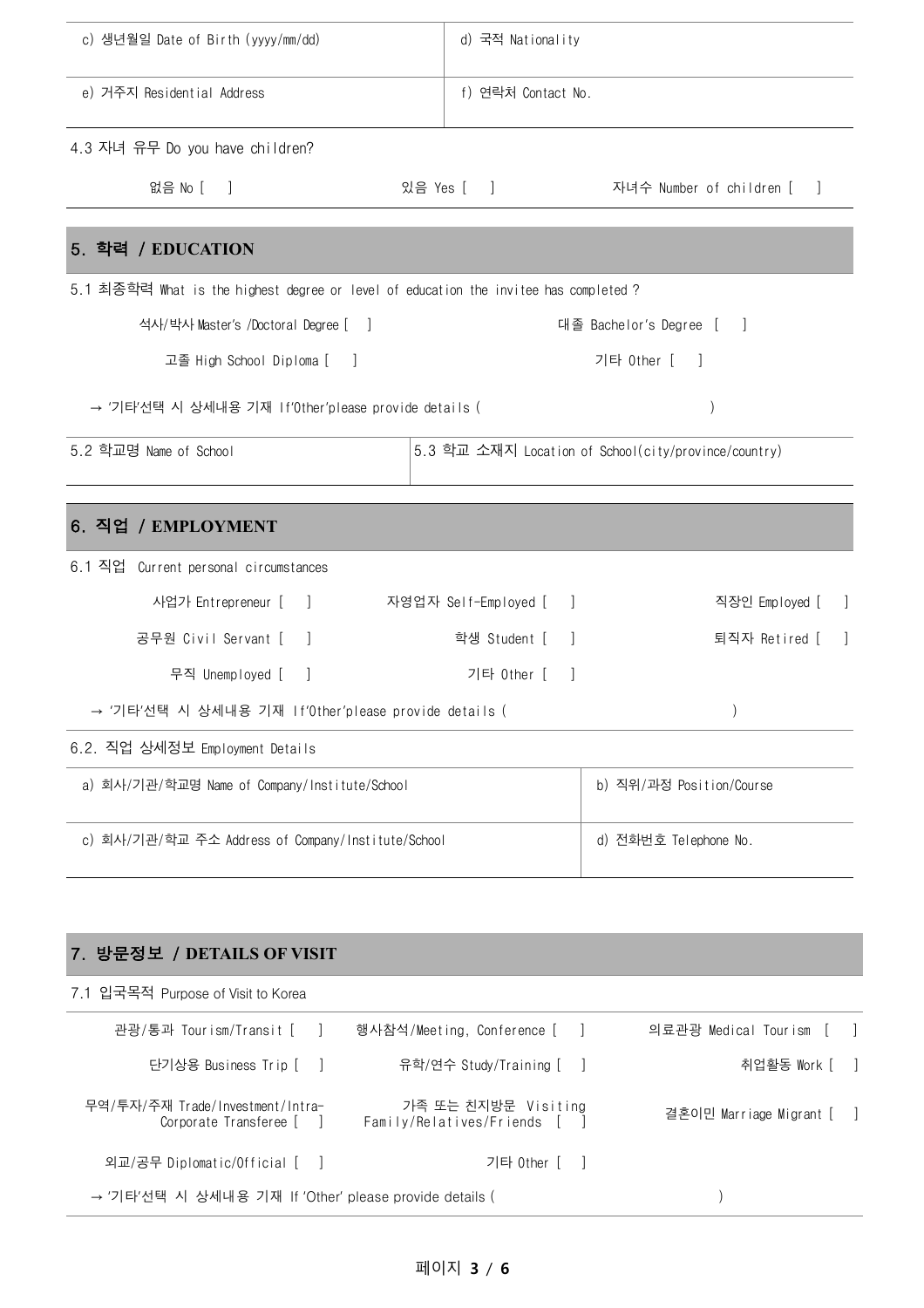| c) 생년월일 Date of Birth (yyyy/mm/dd) | d) 국적 Nationality |
|---|---|
| e) 거주지 Residential Address | f) 연락처 Contact No. |

4.3 자녀 유무 Do you have children?

없음 No [ ]　　　있음 Yes [ ]　　　자녀수 Number of children [ ]

## 5. 학력 / EDUCATION

5.1 최종학력 What is the highest degree or level of education the invitee has completed ?

석사/박사 Master's /Doctoral Degree [ ]　　　대졸 Bachelor's Degree [ ]

고졸 High School Diploma [ ]　　　기타 Other [ ]

→ '기타'선택 시 상세내용 기재 If'Other'please provide details (　　　)

| 5.2 학교명 Name of School | 5.3 학교 소재지 Location of School(city/province/country) |
|---|---|

## 6. 직업 / EMPLOYMENT

6.1 직업 Current personal circumstances

사업가 Entrepreneur [ ]　　　자영업자 Self-Employed [ ]　　　직장인 Employed [ ]

공무원 Civil Servant [ ]　　　학생 Student [ ]　　　퇴직자 Retired [ ]

무직 Unemployed [ ]　　　기타 Other [ ]

→ '기타'선택 시 상세내용 기재 If'Other'please provide details (　　　)

6.2. 직업 상세정보 Employment Details

| a) 회사/기관/학교명 Name of Company/Institute/School | b) 직위/과정 Position/Course |
|---|---|
| c) 회사/기관/학교 주소 Address of Company/Institute/School | d) 전화번호 Telephone No. |

## 7. 방문정보 / DETAILS OF VISIT

7.1 입국목적 Purpose of Visit to Korea

관광/통과 Tourism/Transit [ ]　　　행사참석/Meeting, Conference [ ]　　　의료관광 Medical Tourism [ ]

단기상용 Business Trip [ ]　　　유학/연수 Study/Training [ ]　　　취업활동 Work [ ]

무역/투자/주재 Trade/Investment/Intra-Corporate Transferee [ ]　　　가족 또는 친지방문 Visiting Family/Relatives/Friends [ ]　　　결혼이민 Marriage Migrant [ ]

외교/공무 Diplomatic/Official [ ]　　　기타 Other [ ]

→ '기타'선택 시 상세내용 기재 If 'Other' please provide details (　　　)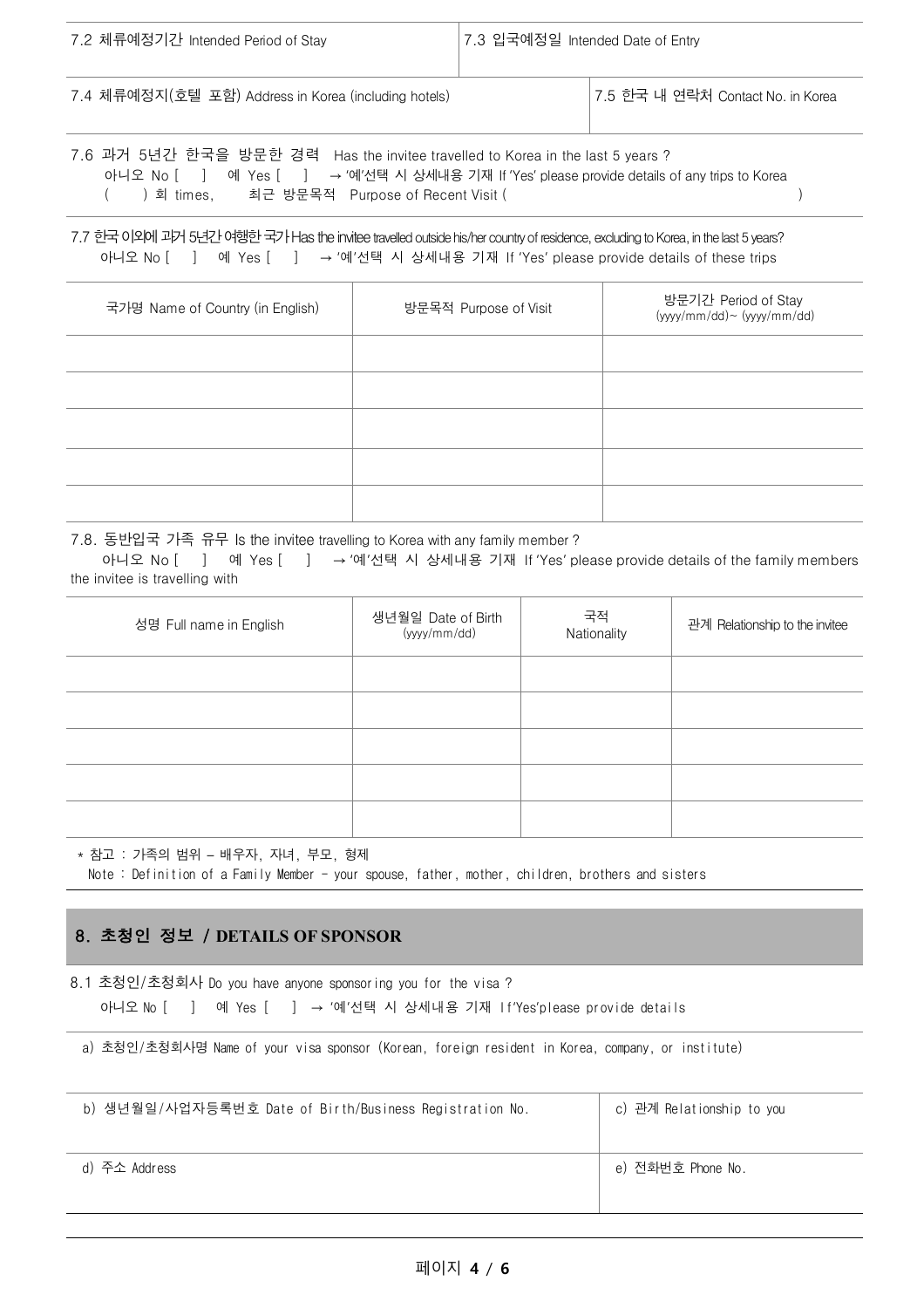| 7.2 체류예정기간 Intended Period of Stay | 7.3 입국예정일 Intended Date of Entry |
|---|---|
| | |

| 7.4 체류예정지(호텔 포함) Address in Korea (including hotels) | 7.5 한국 내 연락처 Contact No. in Korea |
|---|---|
| | |

7.6 과거 5년간 한국을 방문한 경력 Has the invitee travelled to Korea in the last 5 years ?
아니오 No [ ] 예 Yes [ ] → '예'선택 시 상세내용 기재 If 'Yes' please provide details of any trips to Korea
( ) 회 times, 최근 방문목적 Purpose of Recent Visit ( )

7.7 한국 이외에 과거 5년간 여행한 국가 Has the invitee travelled outside his/her country of residence, excluding to Korea, in the last 5 years?
아니오 No [ ] 예 Yes [ ] → '예'선택 시 상세내용 기재 If 'Yes' please provide details of these trips

| 국가명 Name of Country (in English) | 방문목적 Purpose of Visit | 방문기간 Period of Stay (yyyy/mm/dd)~ (yyyy/mm/dd) |
|---|---|---|
| | | |
| | | |
| | | |
| | | |
| | | |

7.8. 동반입국 가족 유무 Is the invitee travelling to Korea with any family member ?
아니오 No [ ] 예 Yes [ ] → '예'선택 시 상세내용 기재 If 'Yes' please provide details of the family members the invitee is travelling with

| 성명 Full name in English | 생년월일 Date of Birth (yyyy/mm/dd) | 국적 Nationality | 관계 Relationship to the invitee |
|---|---|---|---|
| | | | |
| | | | |
| | | | |
| | | | |
| | | | |

* 참고 : 가족의 범위 – 배우자, 자녀, 부모, 형제
Note : Definition of a Family Member – your spouse, father, mother, children, brothers and sisters

## 8. 초청인 정보 / DETAILS OF SPONSOR

8.1 초청인/초청회사 Do you have anyone sponsoring you for the visa ?
아니오 No [ ] 예 Yes [ ] → '예'선택 시 상세내용 기재 If'Yes'please provide details

| a) 초청인/초청회사명 Name of your visa sponsor (Korean, foreign resident in Korea, company, or institute) | |
|---|---|
| b) 생년월일/사업자등록번호 Date of Birth/Business Registration No. | c) 관계 Relationship to you |
| d) 주소 Address | e) 전화번호 Phone No. |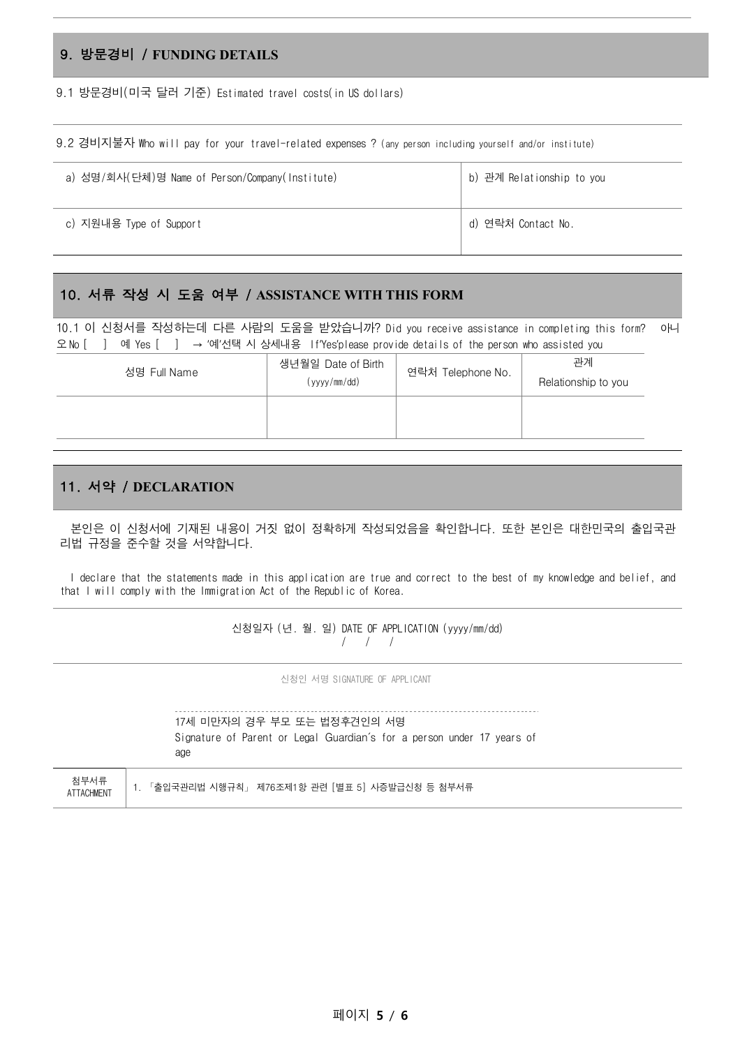## 9. 방문경비 / FUNDING DETAILS

9.1 방문경비(미국 달러 기준) Estimated travel costs(in US dollars)

9.2 경비지불자 Who will pay for your travel-related expenses ? (any person including yourself and/or institute)

| a) 성명/회사(단체)명 Name of Person/Company(Institute) | b) 관계 Relationship to you |
|---|---|
| c) 지원내용 Type of Support | d) 연락처 Contact No. |

## 10. 서류 작성 시 도움 여부 / ASSISTANCE WITH THIS FORM

10.1 이 신청서를 작성하는데 다른 사람의 도움을 받았습니까? Did you receive assistance in completing this form? 아니오 No [ ] 예 Yes [ ] → '예'선택 시 상세내용 If'Yes'please provide details of the person who assisted you

| 성명 Full Name | 생년월일 Date of Birth (yyyy/mm/dd) | 연락처 Telephone No. | 관계 Relationship to you |
|---|---|---|---|
| | | | |

## 11. 서약 / DECLARATION

본인은 이 신청서에 기재된 내용이 거짓 없이 정확하게 작성되었음을 확인합니다. 또한 본인은 대한민국의 출입국관리법 규정을 준수할 것을 서약합니다.

I declare that the statements made in this application are true and correct to the best of my knowledge and belief, and that I will comply with the Immigration Act of the Republic of Korea.

신청일자 (년. 월. 일) DATE OF APPLICATION (yyyy/mm/dd)
/ / /

신청인 서명 SIGNATURE OF APPLICANT

17세 미만자의 경우 부모 또는 법정후견인의 서명
Signature of Parent or Legal Guardian's for a person under 17 years of age

| 첨부서류 ATTACHMENT | 1. 「출입국관리법 시행규칙」 제76조제1항 관련 [별표 5] 사증발급신청 등 첨부서류 |
|---|---|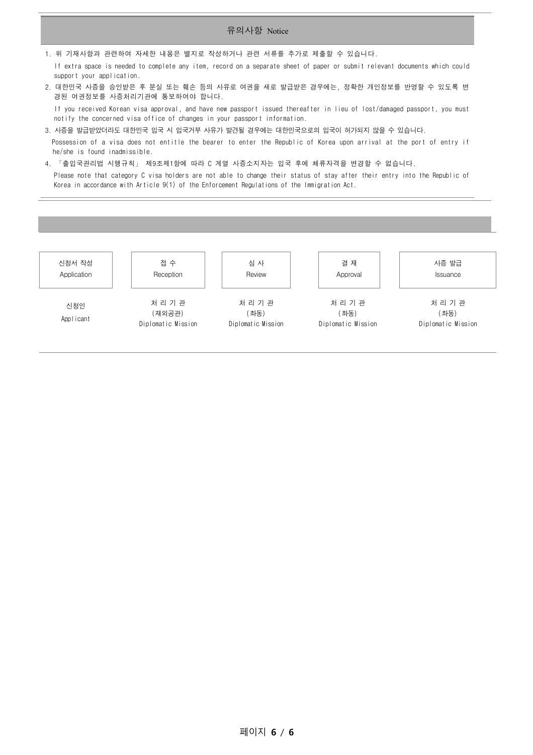## 유의사항 Notice

1. 위 기재사항과 관련하여 자세한 내용은 별지로 작성하거나 관련 서류를 추가로 제출할 수 있습니다.
   If extra space is needed to complete any item, record on a separate sheet of paper or submit relevant documents which could support your application.
2. 대한민국 사증을 승인받은 후 분실 또는 훼손 등의 사유로 여권을 새로 발급받은 경우에는, 정확한 개인정보를 반영할 수 있도록 변경된 여권정보를 사증처리기관에 통보하여야 합니다.
   If you received Korean visa approval, and have new passport issued thereafter in lieu of lost/damaged passport, you must notify the concerned visa office of changes in your passport information.
3. 사증을 발급받았더라도 대한민국 입국 시 입국거부 사유가 발견될 경우에는 대한민국으로의 입국이 허가되지 않을 수 있습니다.
   Possession of a visa does not entitle the bearer to enter the Republic of Korea upon arrival at the port of entry if he/she is found inadmissible.
4. 「출입국관리법 시행규칙」 제9조제1항에 따라 C 계열 사증소지자는 입국 후에 체류자격을 변경할 수 없습니다.
   Please note that category C visa holders are not able to change their status of stay after their entry into the Republic of Korea in accordance with Article 9(1) of the Enforcement Regulations of the Immigration Act.

| 신청서 작성 Application | 접 수 Reception | 심 사 Review | 결 재 Approval | 사증 발급 Issuance |
|---|---|---|---|---|
| 신청인 Applicant | 처 리 기 관 (재외공관) Diplomatic Mission | 처 리 기 관 (좌동) Diplomatic Mission | 처 리 기 관 (좌동) Diplomatic Mission | 처 리 기 관 (좌동) Diplomatic Mission |